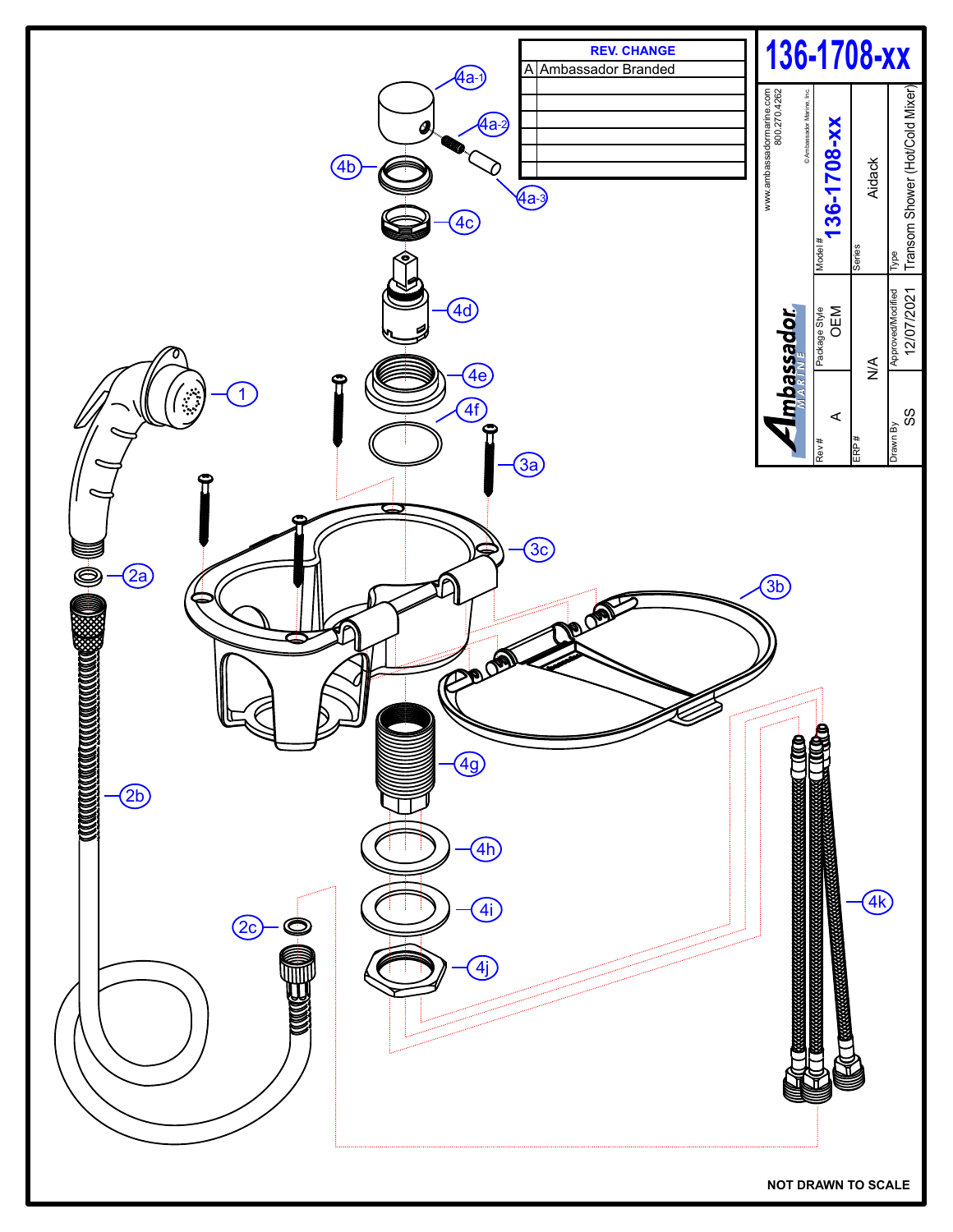# 136-1708-xx

| REV. | CHANGE |
|---|---|
| A | Ambassador Branded |
| | |
| | |
| | |
| | |
| | |

www.ambassadormarine.com
800.270.4262

© Ambassador Marine, Inc.

Ambassador MARINE

| Rev # | Package Style | Model # |
|---|---|---|
| A | OEM | 136-1708-xx |

| ERP # | Series |
|---|---|
| N/A | Aidack |

| Drawn By | Approved/Modified | Type |
|---|---|---|
| SS | 12/07/2021 | Transom Shower (Hot/Cold Mixer) |

1, 2a, 2b, 2c, 3a, 3b, 3c, 4a-1, 4a-2, 4a-3, 4b, 4c, 4d, 4e, 4f, 4g, 4h, 4i, 4j, 4k

**NOT DRAWN TO SCALE**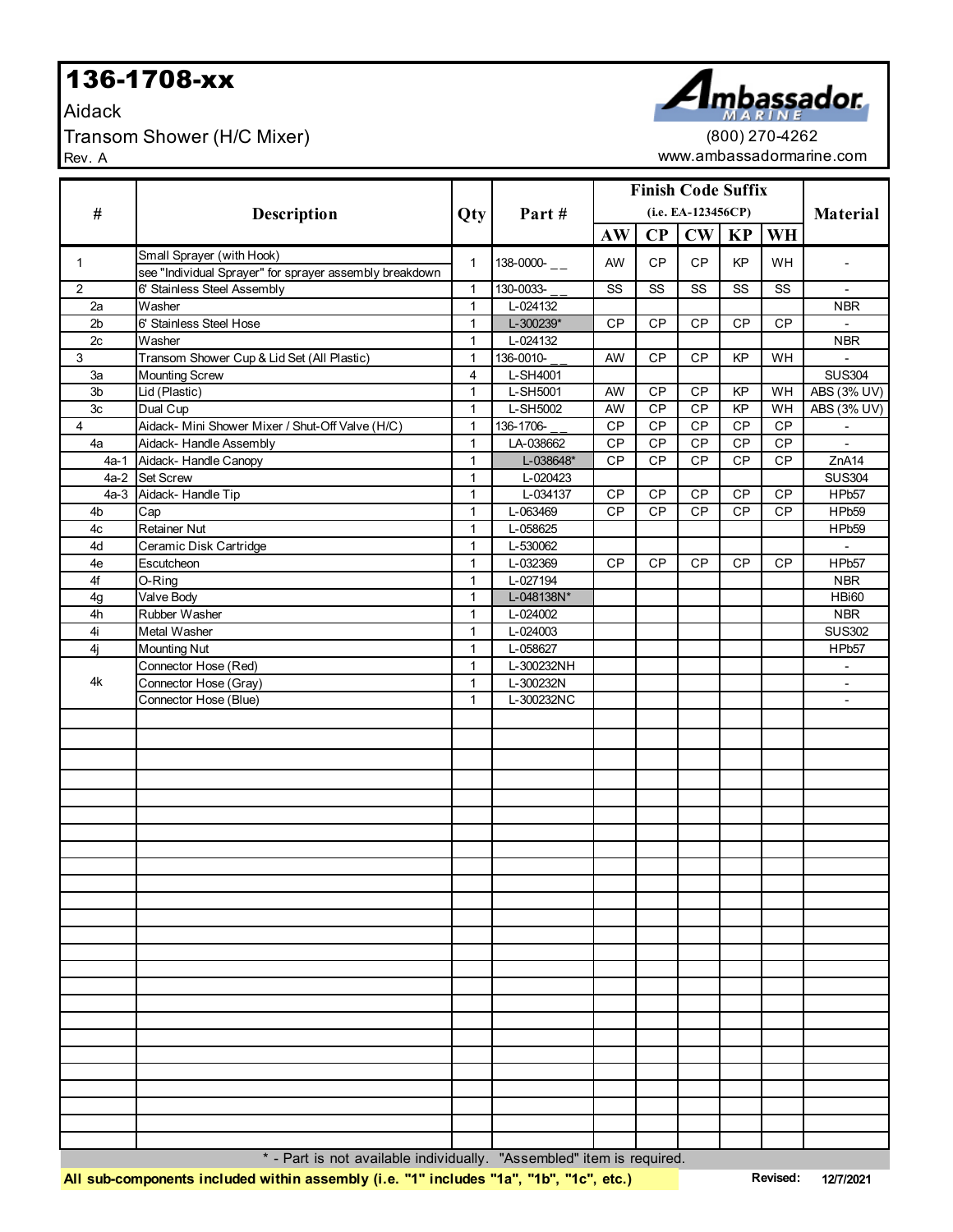# 136-1708-xx

Aidack

Transom Shower (H/C Mixer)

Rev. A

Ambassador MARINE

(800) 270-4262

www.ambassadormarine.com

| # | Description | Qty | Part # | Finish Code Suffix (i.e. EA-123456CP) | | | | | Material |
|---|---|---|---|---|---|---|---|---|---|
| | | | | AW | CP | CW | KP | WH | |
| 1 | Small Sprayer (with Hook) see "Individual Sprayer" for sprayer assembly breakdown | 1 | 138-0000- _ _ | AW | CP | CP | KP | WH | - |
| 2 | 6' Stainless Steel Assembly | 1 | 130-0033- _ _ | SS | SS | SS | SS | SS | - |
| 2a | Washer | 1 | L-024132 | | | | | | NBR |
| 2b | 6' Stainless Steel Hose | 1 | L-300239* | CP | CP | CP | CP | CP | - |
| 2c | Washer | 1 | L-024132 | | | | | | NBR |
| 3 | Transom Shower Cup & Lid Set (All Plastic) | 1 | 136-0010- _ _ | AW | CP | CP | KP | WH | - |
| 3a | Mounting Screw | 4 | L-SH4001 | | | | | | SUS304 |
| 3b | Lid (Plastic) | 1 | L-SH5001 | AW | CP | CP | KP | WH | ABS (3% UV) |
| 3c | Dual Cup | 1 | L-SH5002 | AW | CP | CP | KP | WH | ABS (3% UV) |
| 4 | Aidack- Mini Shower Mixer / Shut-Off Valve (H/C) | 1 | 136-1706- _ _ | CP | CP | CP | CP | CP | - |
| 4a | Aidack- Handle Assembly | 1 | LA-038662 | CP | CP | CP | CP | CP | - |
| 4a-1 | Aidack- Handle Canopy | 1 | L-038648* | CP | CP | CP | CP | CP | ZnA14 |
| 4a-2 | Set Screw | 1 | L-020423 | | | | | | SUS304 |
| 4a-3 | Aidack- Handle Tip | 1 | L-034137 | CP | CP | CP | CP | CP | HPb57 |
| 4b | Cap | 1 | L-063469 | CP | CP | CP | CP | CP | HPb59 |
| 4c | Retainer Nut | 1 | L-058625 | | | | | | HPb59 |
| 4d | Ceramic Disk Cartridge | 1 | L-530062 | | | | | | - |
| 4e | Escutcheon | 1 | L-032369 | CP | CP | CP | CP | CP | HPb57 |
| 4f | O-Ring | 1 | L-027194 | | | | | | NBR |
| 4g | Valve Body | 1 | L-048138N* | | | | | | HBi60 |
| 4h | Rubber Washer | 1 | L-024002 | | | | | | NBR |
| 4i | Metal Washer | 1 | L-024003 | | | | | | SUS302 |
| 4j | Mounting Nut | 1 | L-058627 | | | | | | HPb57 |
| 4k | Connector Hose (Red) | 1 | L-300232NH | | | | | | - |
| | Connector Hose (Gray) | 1 | L-300232N | | | | | | - |
| | Connector Hose (Blue) | 1 | L-300232NC | | | | | | - |

\* - Part is not available individually. "Assembled" item is required.

**All sub-components included within assembly (i.e. "1" includes "1a", "1b", "1c", etc.)**

**Revised:** **12/7/2021**